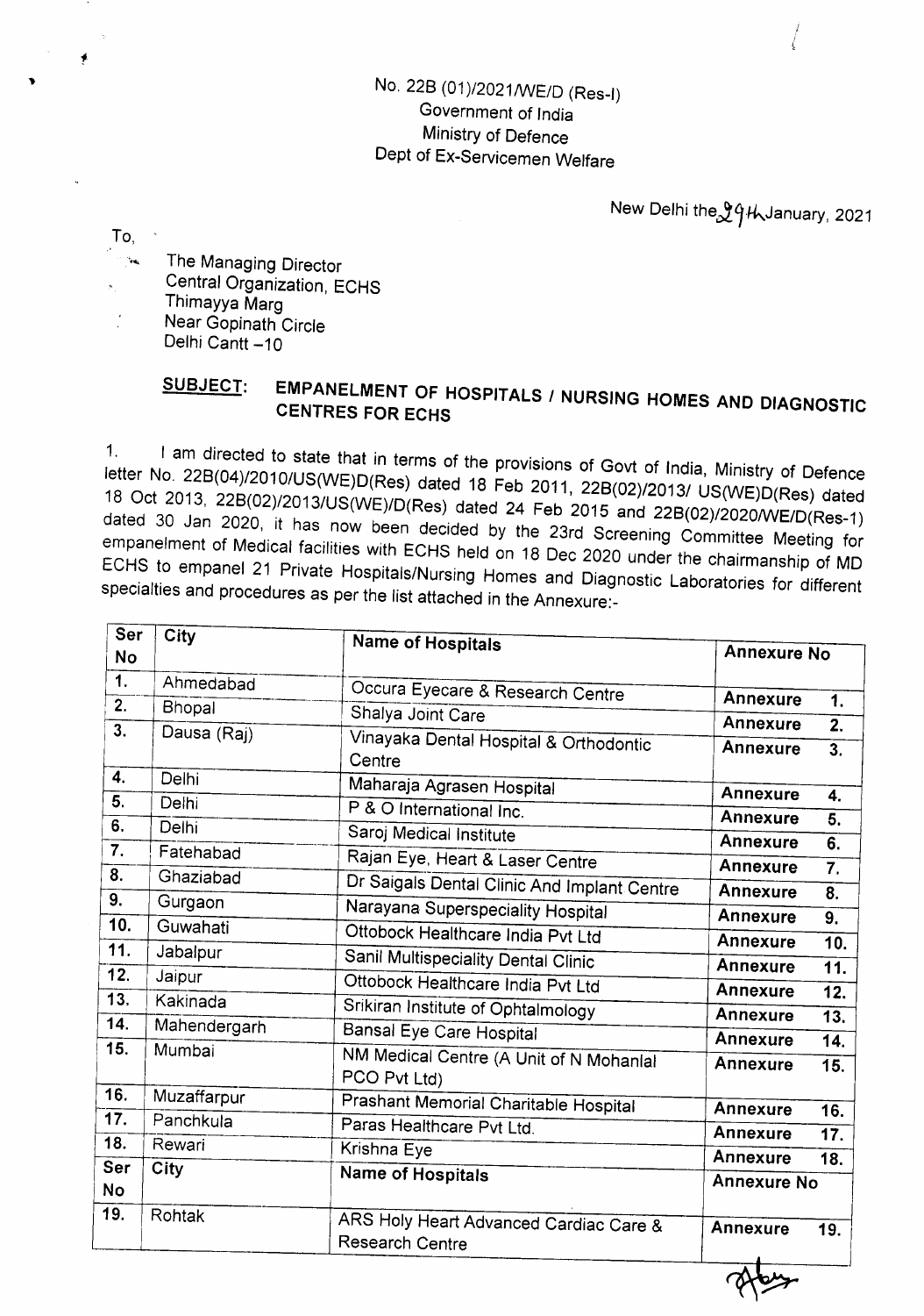No. 22B (01)/2021/WE/D (Res-I)
Government of India
Ministry of Defence
Dept of Ex-Servicemen Welfare

New Delhi the 29th January, 2021

To,

The Managing Director
Central Organization, ECHS
Thimayya Marg
Near Gopinath Circle
Delhi Cantt –10

**SUBJECT: EMPANELMENT OF HOSPITALS / NURSING HOMES AND DIAGNOSTIC CENTRES FOR ECHS**

1. I am directed to state that in terms of the provisions of Govt of India, Ministry of Defence letter No. 22B(04)/2010/US(WE)D(Res) dated 18 Feb 2011, 22B(02)/2013/ US(WE)D(Res) dated 18 Oct 2013, 22B(02)/2013/US(WE)/D(Res) dated 24 Feb 2015 and 22B(02)/2020/WE/D(Res-1) dated 30 Jan 2020, it has now been decided by the 23rd Screening Committee Meeting for empanelment of Medical facilities with ECHS held on 18 Dec 2020 under the chairmanship of MD ECHS to empanel 21 Private Hospitals/Nursing Homes and Diagnostic Laboratories for different specialties and procedures as per the list attached in the Annexure:-

| Ser No | City | Name of Hospitals | Annexure No |
|---|---|---|---|
| 1. | Ahmedabad | Occura Eyecare & Research Centre | Annexure 1. |
| 2. | Bhopal | Shalya Joint Care | Annexure 2. |
| 3. | Dausa (Raj) | Vinayaka Dental Hospital & Orthodontic Centre | Annexure 3. |
| 4. | Delhi | Maharaja Agrasen Hospital | Annexure 4. |
| 5. | Delhi | P & O International Inc. | Annexure 5. |
| 6. | Delhi | Saroj Medical Institute | Annexure 6. |
| 7. | Fatehabad | Rajan Eye, Heart & Laser Centre | Annexure 7. |
| 8. | Ghaziabad | Dr Saigals Dental Clinic And Implant Centre | Annexure 8. |
| 9. | Gurgaon | Narayana Superspeciality Hospital | Annexure 9. |
| 10. | Guwahati | Ottobock Healthcare India Pvt Ltd | Annexure 10. |
| 11. | Jabalpur | Sanil Multispeciality Dental Clinic | Annexure 11. |
| 12. | Jaipur | Ottobock Healthcare India Pvt Ltd | Annexure 12. |
| 13. | Kakinada | Srikiran Institute of Ophtalmology | Annexure 13. |
| 14. | Mahendergarh | Bansal Eye Care Hospital | Annexure 14. |
| 15. | Mumbai | NM Medical Centre (A Unit of N Mohanlal PCO Pvt Ltd) | Annexure 15. |
| 16. | Muzaffarpur | Prashant Memorial Charitable Hospital | Annexure 16. |
| 17. | Panchkula | Paras Healthcare Pvt Ltd. | Annexure 17. |
| 18. | Rewari | Krishna Eye | Annexure 18. |
| 19. | Rohtak | ARS Holy Heart Advanced Cardiac Care & Research Centre | Annexure 19. |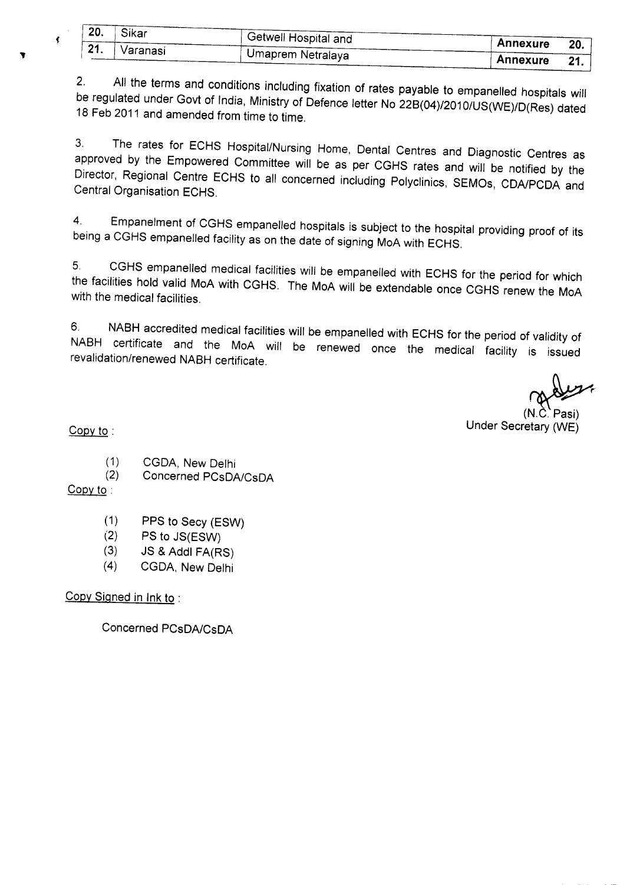| | | | |
|---|---|---|---|
| 20. | Sikar | Getwell Hospital and | **Annexure 20.** |
| 21. | Varanasi | Umaprem Netralaya | **Annexure 21.** |

2. All the terms and conditions including fixation of rates payable to empanelled hospitals will be regulated under Govt of India, Ministry of Defence letter No 22B(04)/2010/US(WE)/D(Res) dated 18 Feb 2011 and amended from time to time.

3. The rates for ECHS Hospital/Nursing Home, Dental Centres and Diagnostic Centres as approved by the Empowered Committee will be as per CGHS rates and will be notified by the Director, Regional Centre ECHS to all concerned including Polyclinics, SEMOs, CDA/PCDA and Central Organisation ECHS.

4. Empanelment of CGHS empanelled hospitals is subject to the hospital providing proof of its being a CGHS empanelled facility as on the date of signing MoA with ECHS.

5. CGHS empanelled medical facilities will be empanelled with ECHS for the period for which the facilities hold valid MoA with CGHS. The MoA will be extendable once CGHS renew the MoA with the medical facilities.

6. NABH accredited medical facilities will be empanelled with ECHS for the period of validity of NABH certificate and the MoA will be renewed once the medical facility is issued revalidation/renewed NABH certificate.

(N.C. Pasi)
Under Secretary (WE)

Copy to :

(1) CGDA, New Delhi
(2) Concerned PCsDA/CsDA

Copy to :

(1) PPS to Secy (ESW)
(2) PS to JS(ESW)
(3) JS & Addl FA(RS)
(4) CGDA, New Delhi

Copy Signed in Ink to :

Concerned PCsDA/CsDA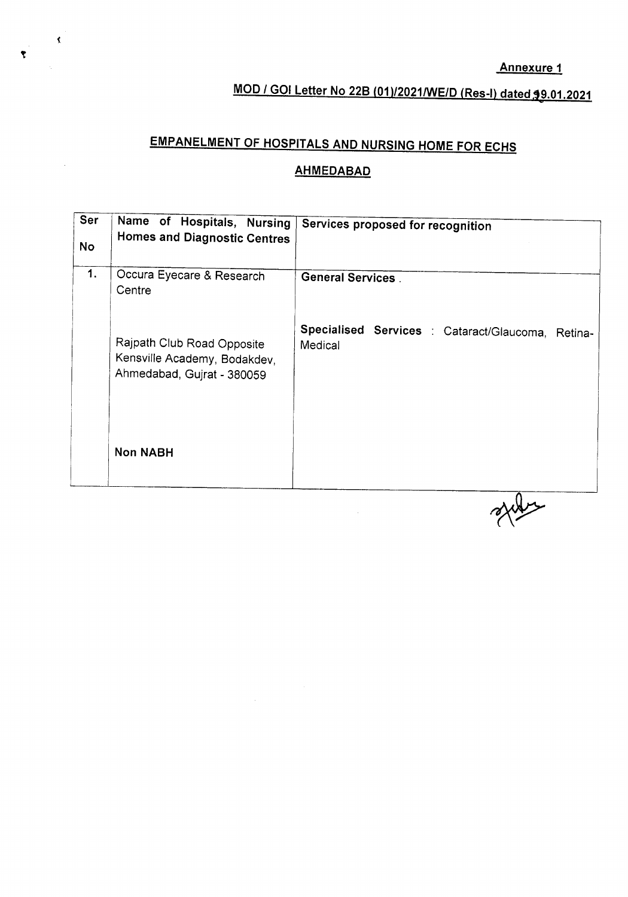**Annexure 1**

**MOD / GOI Letter No 22B (01)/2021/WE/D (Res-I) dated 19.01.2021**

## EMPANELMENT OF HOSPITALS AND NURSING HOME FOR ECHS

### AHMEDABAD

| Ser No | Name of Hospitals, Nursing Homes and Diagnostic Centres | Services proposed for recognition |
|---|---|---|
| 1. | Occura Eyecare & Research Centre<br><br>Rajpath Club Road Opposite Kensville Academy, Bodakdev, Ahmedabad, Gujrat - 380059<br><br>**Non NABH** | **General Services** .<br><br>**Specialised Services** : Cataract/Glaucoma, Retina-Medical |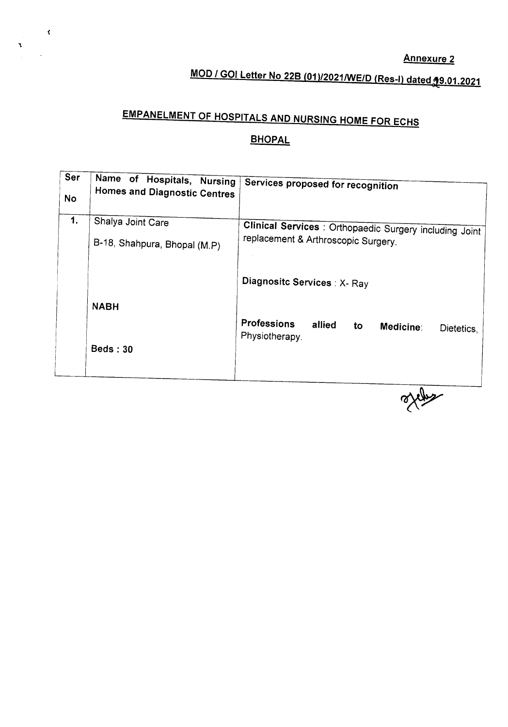**Annexure 2**

**MOD / GOI Letter No 22B (01)/2021/WE/D (Res-I) dated 19.01.2021**

## EMPANELMENT OF HOSPITALS AND NURSING HOME FOR ECHS

## BHOPAL

| Ser No | Name of Hospitals, Nursing Homes and Diagnostic Centres | Services proposed for recognition |
|---|---|---|
| 1. | Shalya Joint Care<br>B-18, Shahpura, Bhopal (M.P)<br><br>**NABH**<br><br>**Beds : 30** | **Clinical Services** : Orthopaedic Surgery including Joint replacement & Arthroscopic Surgery.<br><br>**Diagnositc Services** : X- Ray<br><br>**Professions allied to Medicine**: Dietetics, Physiotherapy. |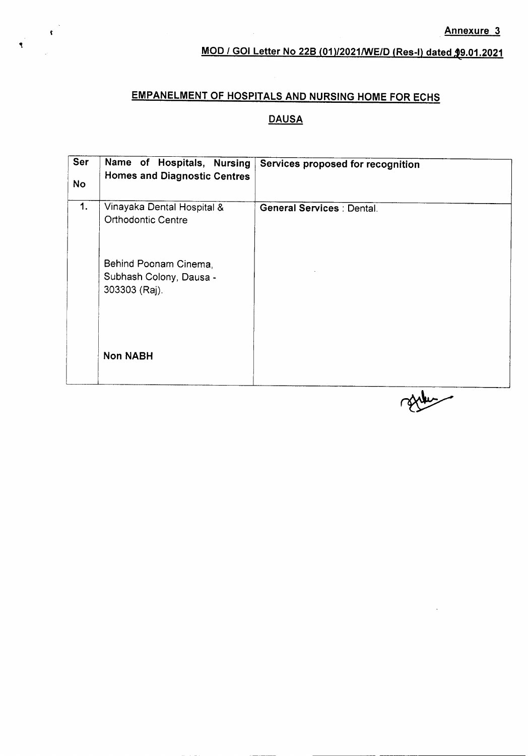**Annexure 3**

**MOD / GOI Letter No 22B (01)/2021/WE/D (Res-I) dated 19.01.2021**

## EMPANELMENT OF HOSPITALS AND NURSING HOME FOR ECHS

### DAUSA

| Ser No | Name of Hospitals, Nursing Homes and Diagnostic Centres | Services proposed for recognition |
|---|---|---|
| 1. | Vinayaka Dental Hospital & Orthodontic Centre<br><br>Behind Poonam Cinema, Subhash Colony, Dausa - 303303 (Raj).<br><br>**Non NABH** | **General Services** : Dental. |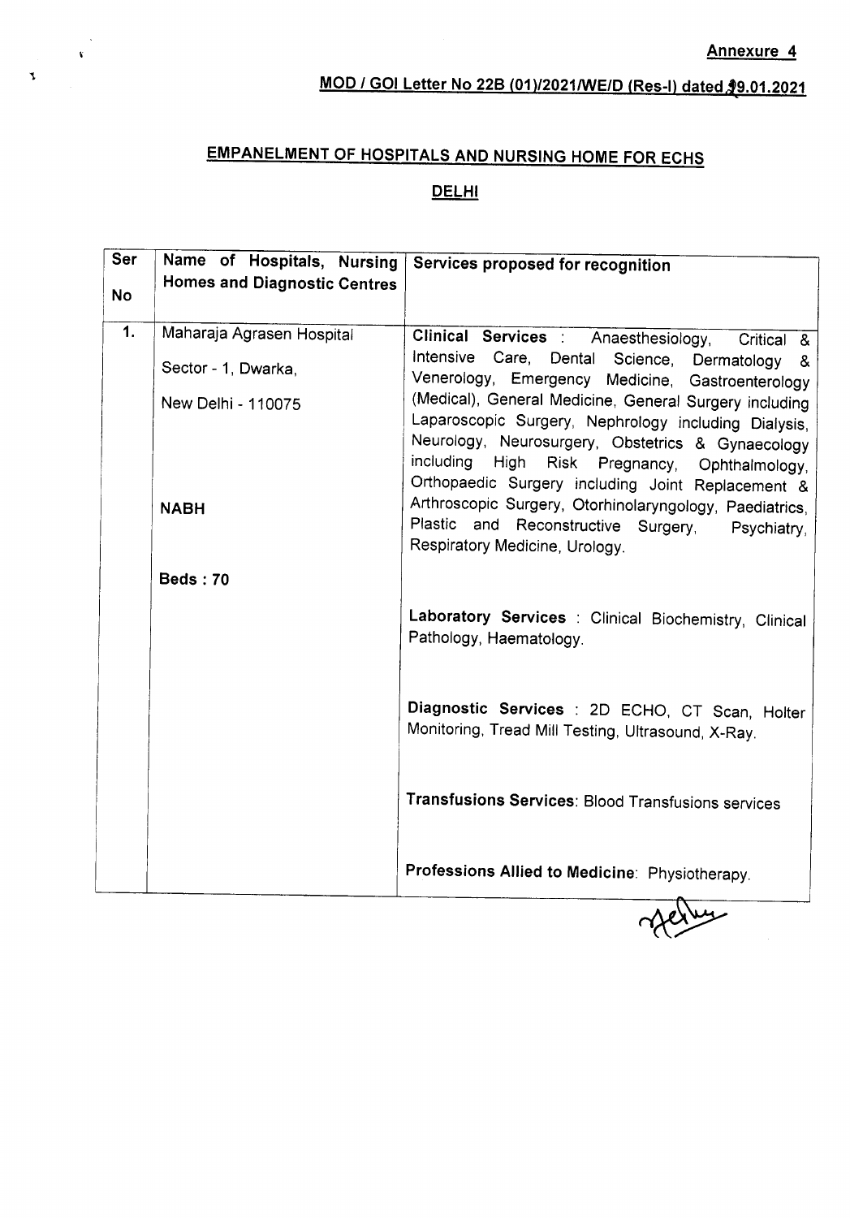**Annexure 4**

**MOD / GOI Letter No 22B (01)/2021/WE/D (Res-I) dated 29.01.2021**

## EMPANELMENT OF HOSPITALS AND NURSING HOME FOR ECHS

## DELHI

| Ser No | Name of Hospitals, Nursing Homes and Diagnostic Centres | Services proposed for recognition |
|---|---|---|
| 1. | Maharaja Agrasen Hospital<br>Sector - 1, Dwarka,<br>New Delhi - 110075<br><br>**NABH**<br><br>**Beds : 70** | **Clinical Services** : Anaesthesiology, Critical & Intensive Care, Dental Science, Dermatology & Venerology, Emergency Medicine, Gastroenterology (Medical), General Medicine, General Surgery including Laparoscopic Surgery, Nephrology including Dialysis, Neurology, Neurosurgery, Obstetrics & Gynaecology including High Risk Pregnancy, Ophthalmology, Orthopaedic Surgery including Joint Replacement & Arthroscopic Surgery, Otorhinolaryngology, Paediatrics, Plastic and Reconstructive Surgery, Psychiatry, Respiratory Medicine, Urology.<br><br>**Laboratory Services** : Clinical Biochemistry, Clinical Pathology, Haematology.<br><br>**Diagnostic Services** : 2D ECHO, CT Scan, Holter Monitoring, Tread Mill Testing, Ultrasound, X-Ray.<br><br>**Transfusions Services**: Blood Transfusions services<br><br>**Professions Allied to Medicine**: Physiotherapy. |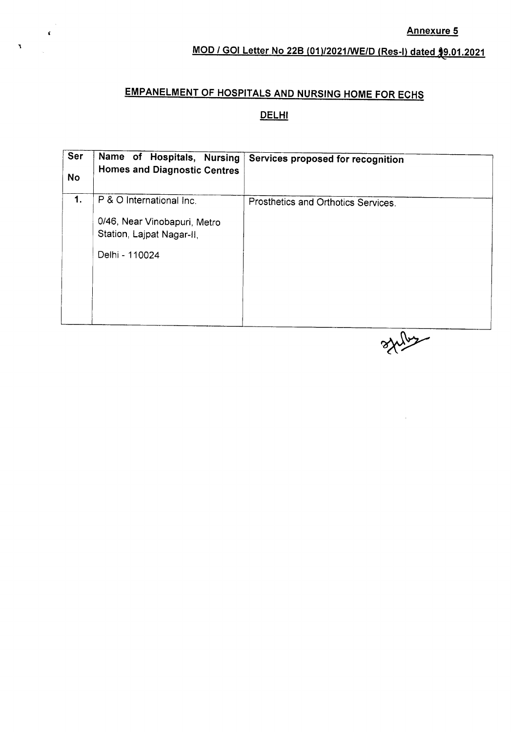**Annexure 5**

**MOD / GOI Letter No 22B (01)/2021/WE/D (Res-I) dated 19.01.2021**

# EMPANELMENT OF HOSPITALS AND NURSING HOME FOR ECHS

## DELHI

| Ser No | Name of Hospitals, Nursing Homes and Diagnostic Centres | Services proposed for recognition |
|---|---|---|
| 1. | P & O International Inc.<br><br>0/46, Near Vinobapuri, Metro Station, Lajpat Nagar-II,<br><br>Delhi - 110024 | Prosthetics and Orthotics Services. |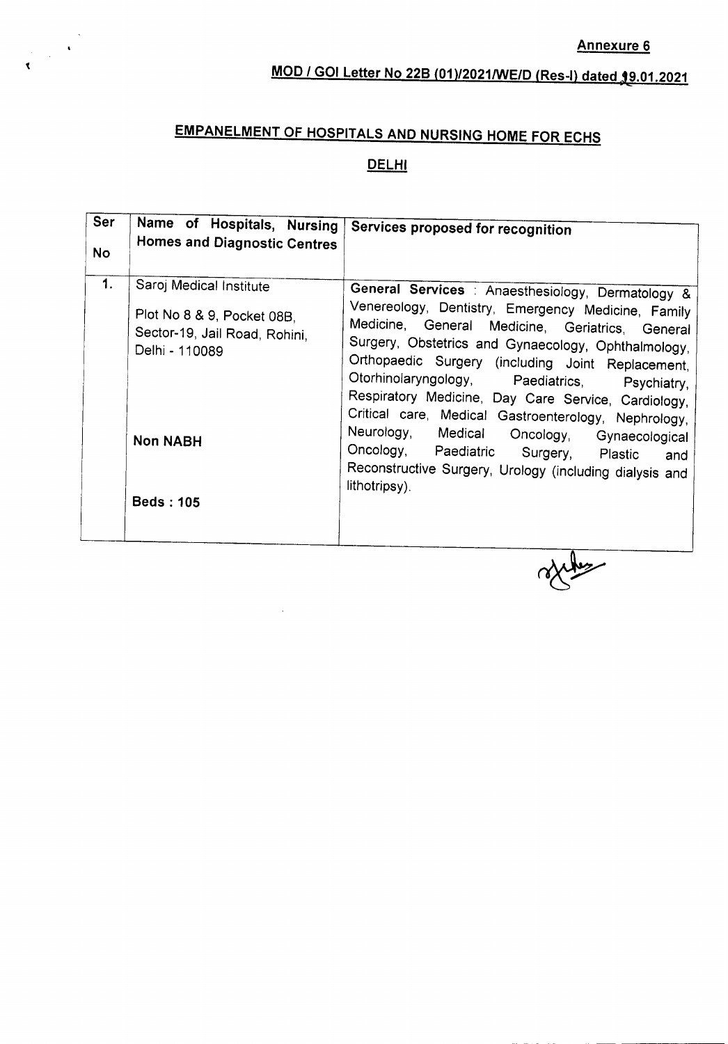**Annexure 6**

**MOD / GOI Letter No 22B (01)/2021/WE/D (Res-I) dated 19.01.2021**

## EMPANELMENT OF HOSPITALS AND NURSING HOME FOR ECHS

### DELHI

| Ser No | Name of Hospitals, Nursing Homes and Diagnostic Centres | Services proposed for recognition |
|---|---|---|
| 1. | Saroj Medical Institute<br><br>Plot No 8 & 9, Pocket 08B, Sector-19, Jail Road, Rohini, Delhi - 110089<br><br>**Non NABH**<br><br>**Beds : 105** | **General Services** : Anaesthesiology, Dermatology & Venereology, Dentistry, Emergency Medicine, Family Medicine, General Medicine, Geriatrics, General Surgery, Obstetrics and Gynaecology, Ophthalmology, Orthopaedic Surgery (including Joint Replacement, Otorhinolaryngology, Paediatrics, Psychiatry, Respiratory Medicine, Day Care Service, Cardiology, Critical care, Medical Gastroenterology, Nephrology, Neurology, Medical Oncology, Gynaecological Oncology, Paediatric Surgery, Plastic and Reconstructive Surgery, Urology (including dialysis and lithotripsy). |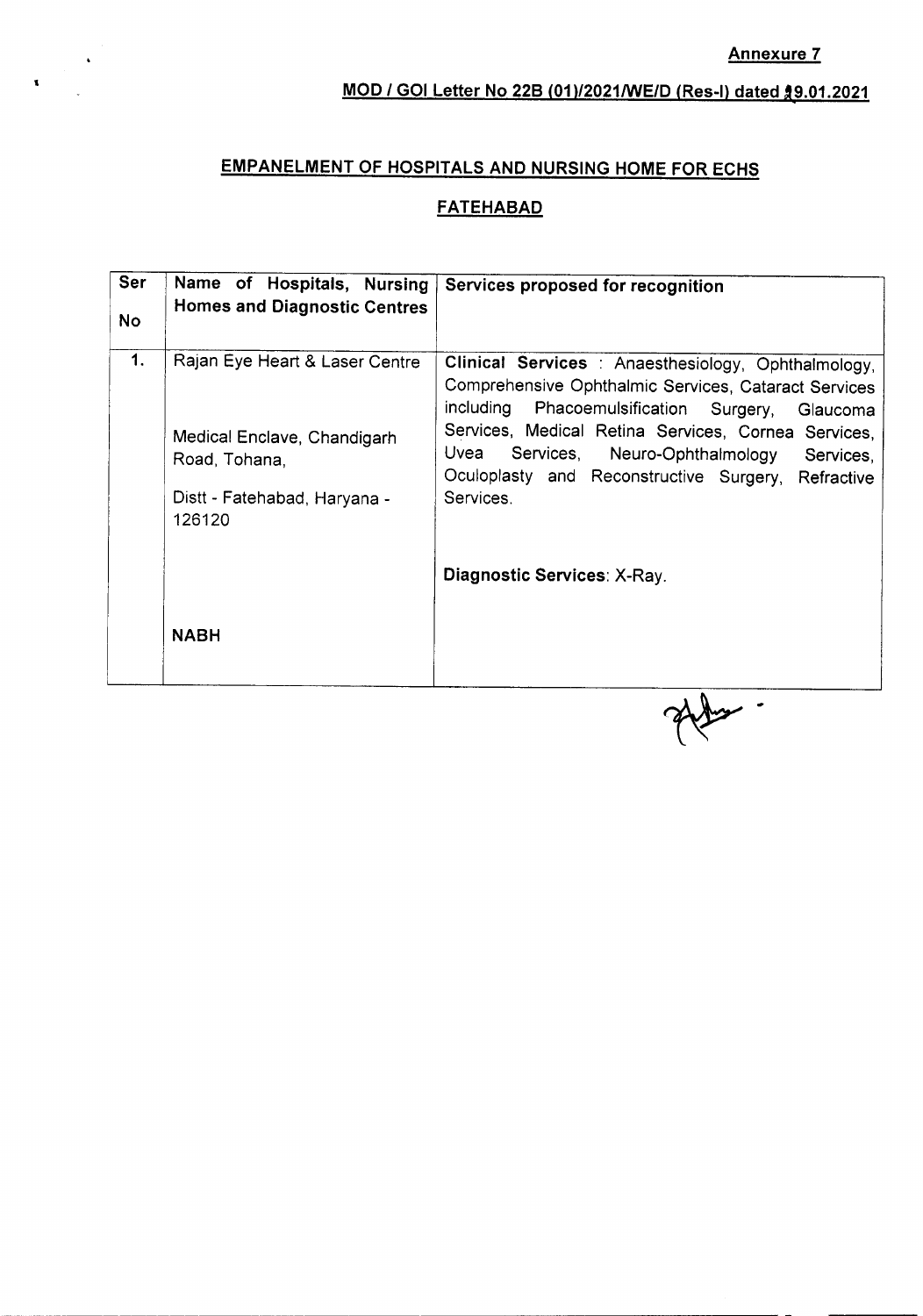**Annexure 7**

**MOD / GOI Letter No 22B (01)/2021/WE/D (Res-I) dated 19.01.2021**

## EMPANELMENT OF HOSPITALS AND NURSING HOME FOR ECHS

## FATEHABAD

| Ser No | Name of Hospitals, Nursing Homes and Diagnostic Centres | Services proposed for recognition |
|---|---|---|
| 1. | Rajan Eye Heart & Laser Centre<br><br>Medical Enclave, Chandigarh Road, Tohana,<br><br>Distt - Fatehabad, Haryana - 126120<br><br>**NABH** | **Clinical Services** : Anaesthesiology, Ophthalmology, Comprehensive Ophthalmic Services, Cataract Services including Phacoemulsification Surgery, Glaucoma Services, Medical Retina Services, Cornea Services, Uvea Services, Neuro-Ophthalmology Services, Oculoplasty and Reconstructive Surgery, Refractive Services.<br><br>**Diagnostic Services**: X-Ray. |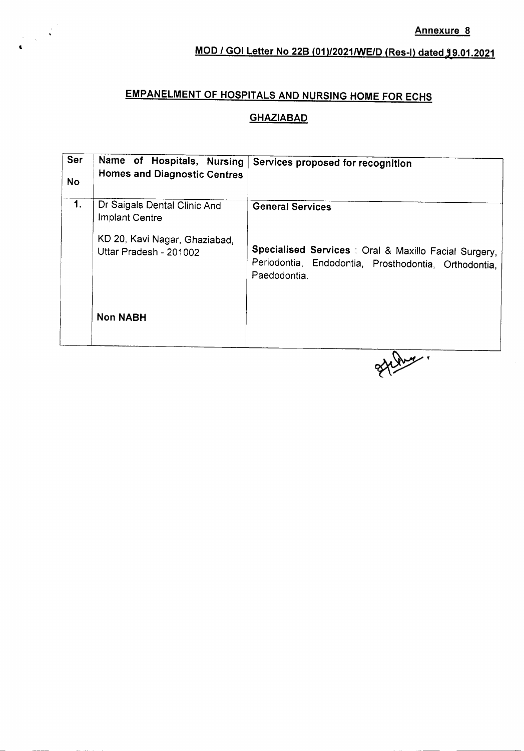**Annexure 8**

**MOD / GOI Letter No 22B (01)/2021/WE/D (Res-I) dated 19.01.2021**

## EMPANELMENT OF HOSPITALS AND NURSING HOME FOR ECHS

### GHAZIABAD

| Ser No | Name of Hospitals, Nursing Homes and Diagnostic Centres | Services proposed for recognition |
|---|---|---|
| 1. | Dr Saigals Dental Clinic And Implant Centre<br><br>KD 20, Kavi Nagar, Ghaziabad, Uttar Pradesh - 201002<br><br>**Non NABH** | **General Services**<br><br>**Specialised Services** : Oral & Maxillo Facial Surgery, Periodontia, Endodontia, Prosthodontia, Orthodontia, Paedodontia. |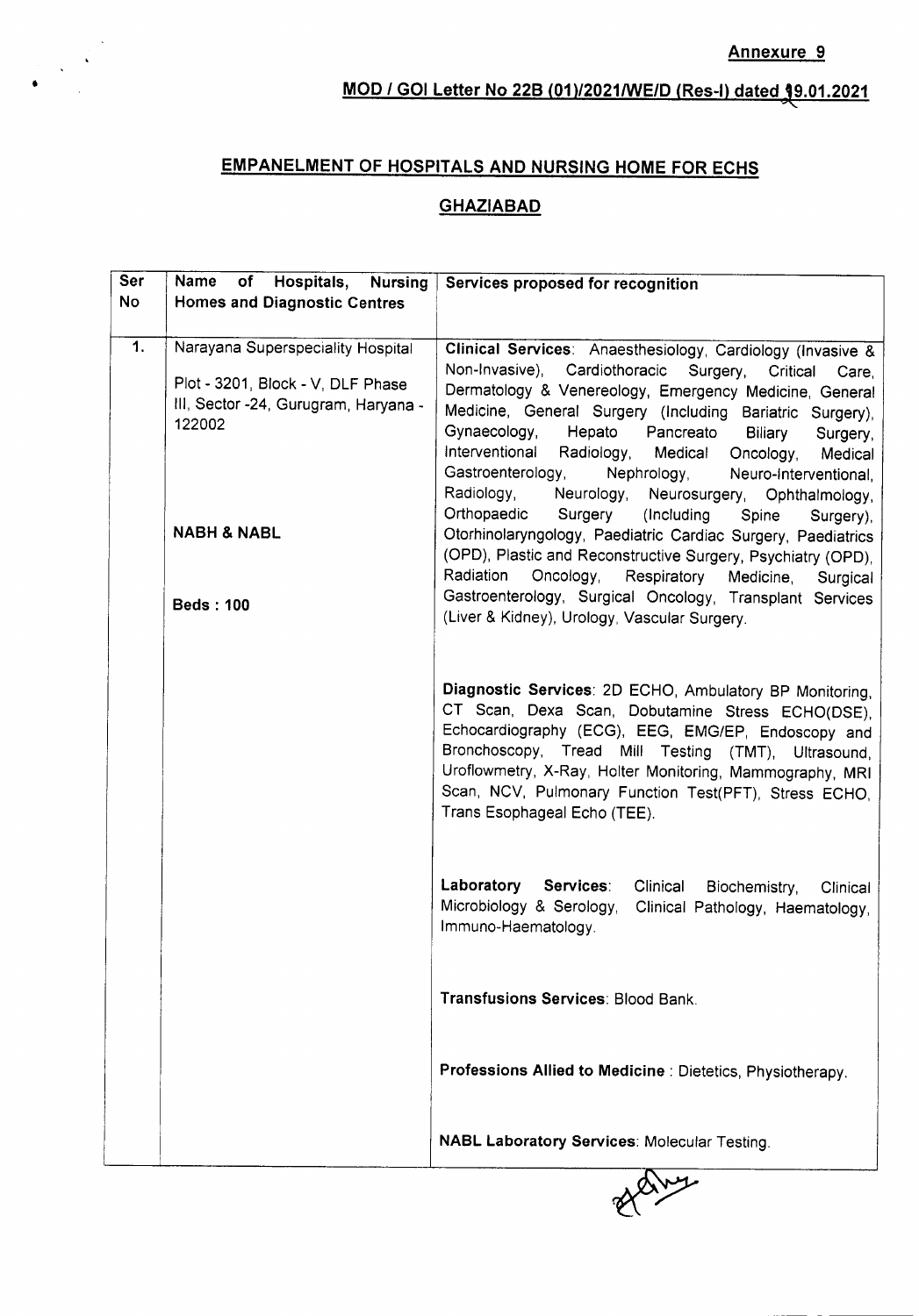**Annexure 9**

**MOD / GOI Letter No 22B (01)/2021/WE/D (Res-I) dated 19.01.2021**

## EMPANELMENT OF HOSPITALS AND NURSING HOME FOR ECHS

## GHAZIABAD

| Ser No | Name of Hospitals, Nursing Homes and Diagnostic Centres | Services proposed for recognition |
|---|---|---|
| 1. | Narayana Superspeciality Hospital<br><br>Plot - 3201, Block - V, DLF Phase III, Sector -24, Gurugram, Haryana - 122002<br><br>**NABH & NABL**<br><br>**Beds : 100** | **Clinical Services**: Anaesthesiology, Cardiology (Invasive & Non-Invasive), Cardiothoracic Surgery, Critical Care, Dermatology & Venereology, Emergency Medicine, General Medicine, General Surgery (Including Bariatric Surgery), Gynaecology, Hepato Pancreato Biliary Surgery, Interventional Radiology, Medical Oncology, Medical Gastroenterology, Nephrology, Neuro-Interventional, Radiology, Neurology, Neurosurgery, Ophthalmology, Orthopaedic Surgery (Including Spine Surgery), Otorhinolaryngology, Paediatric Cardiac Surgery, Paediatrics (OPD), Plastic and Reconstructive Surgery, Psychiatry (OPD), Radiation Oncology, Respiratory Medicine, Surgical Gastroenterology, Surgical Oncology, Transplant Services (Liver & Kidney), Urology, Vascular Surgery.<br><br>**Diagnostic Services**: 2D ECHO, Ambulatory BP Monitoring, CT Scan, Dexa Scan, Dobutamine Stress ECHO(DSE), Echocardiography (ECG), EEG, EMG/EP, Endoscopy and Bronchoscopy, Tread Mill Testing (TMT), Ultrasound, Uroflowmetry, X-Ray, Holter Monitoring, Mammography, MRI Scan, NCV, Pulmonary Function Test(PFT), Stress ECHO, Trans Esophageal Echo (TEE).<br><br>**Laboratory Services**: Clinical Biochemistry, Clinical Microbiology & Serology, Clinical Pathology, Haematology, Immuno-Haematology.<br><br>**Transfusions Services**: Blood Bank.<br><br>**Professions Allied to Medicine** : Dietetics, Physiotherapy.<br><br>**NABL Laboratory Services**: Molecular Testing. |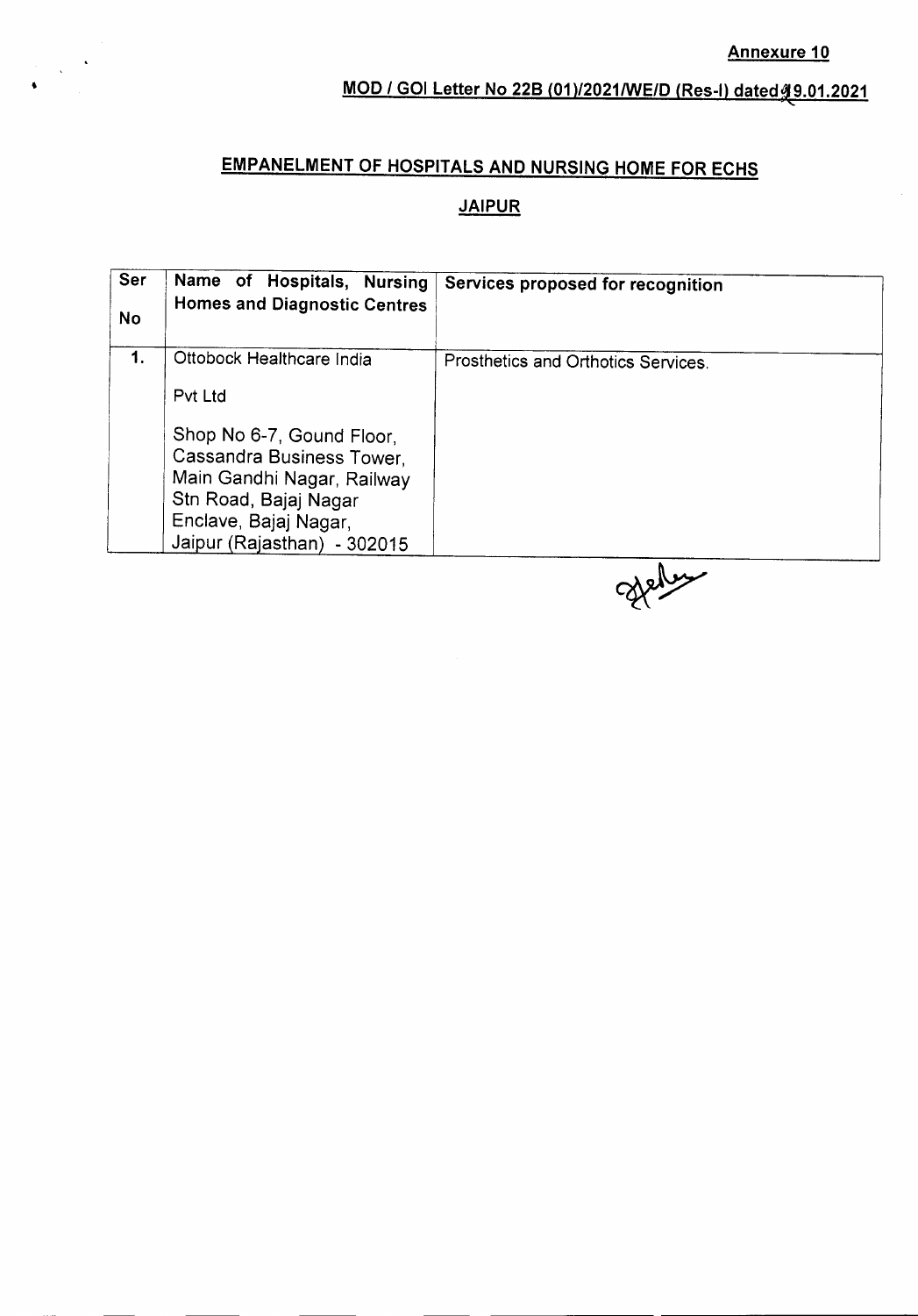**Annexure 10**

**MOD / GOI Letter No 22B (01)/2021/WE/D (Res-I) dated 19.01.2021**

## EMPANELMENT OF HOSPITALS AND NURSING HOME FOR ECHS

### JAIPUR

| Ser No | Name of Hospitals, Nursing Homes and Diagnostic Centres | Services proposed for recognition |
|---|---|---|
| 1. | Ottobock Healthcare India Pvt Ltd<br><br>Shop No 6-7, Gound Floor, Cassandra Business Tower, Main Gandhi Nagar, Railway Stn Road, Bajaj Nagar Enclave, Bajaj Nagar, Jaipur (Rajasthan) - 302015 | Prosthetics and Orthotics Services. |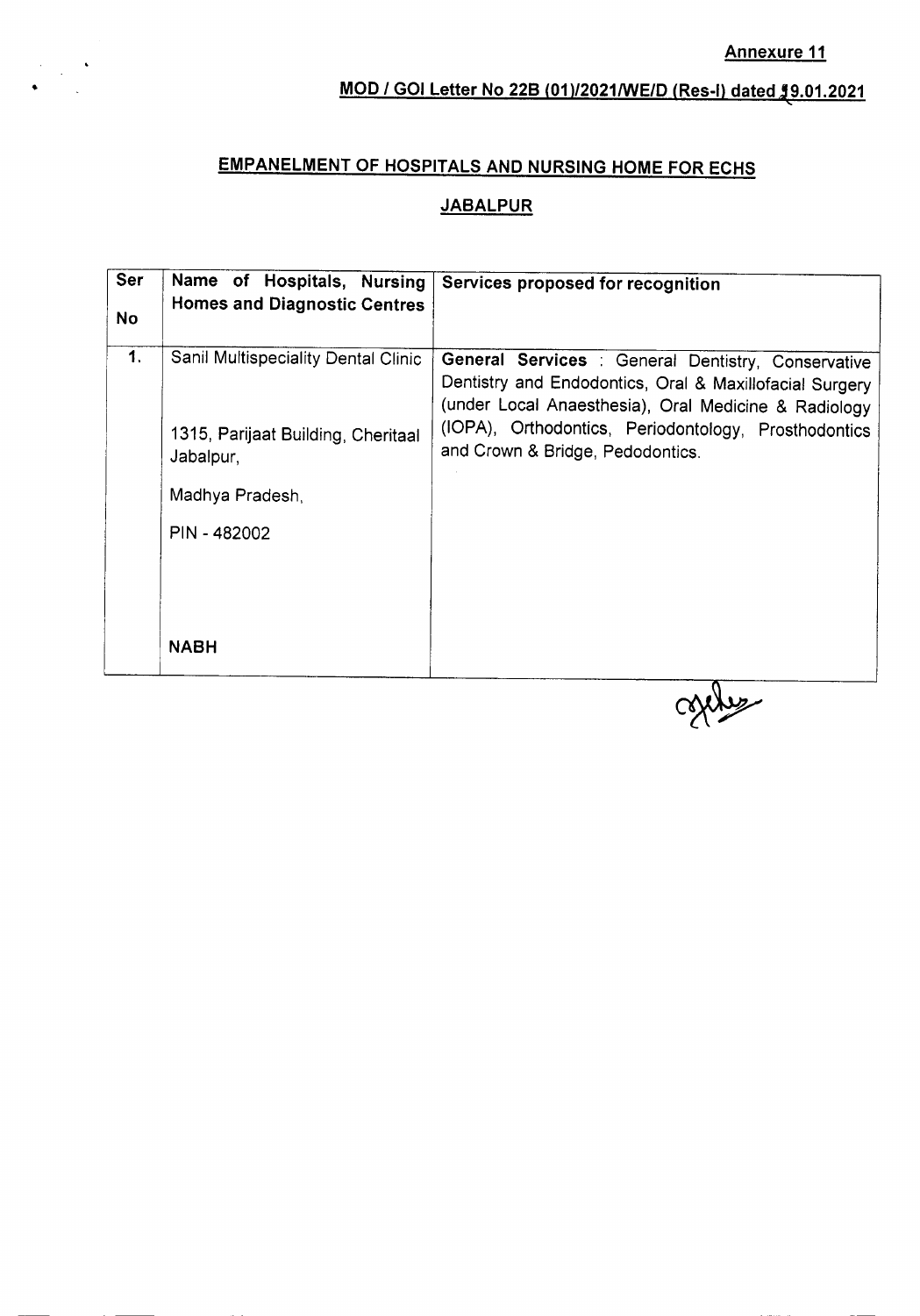**Annexure 11**

**MOD / GOI Letter No 22B (01)/2021/WE/D (Res-I) dated 19.01.2021**

## EMPANELMENT OF HOSPITALS AND NURSING HOME FOR ECHS

## JABALPUR

| Ser No | Name of Hospitals, Nursing Homes and Diagnostic Centres | Services proposed for recognition |
|---|---|---|
| 1. | Sanil Multispeciality Dental Clinic<br><br>1315, Parijaat Building, Cheritaal Jabalpur,<br><br>Madhya Pradesh,<br><br>PIN - 482002<br><br>**NABH** | **General Services** : General Dentistry, Conservative Dentistry and Endodontics, Oral & Maxillofacial Surgery (under Local Anaesthesia), Oral Medicine & Radiology (IOPA), Orthodontics, Periodontology, Prosthodontics and Crown & Bridge, Pedodontics. |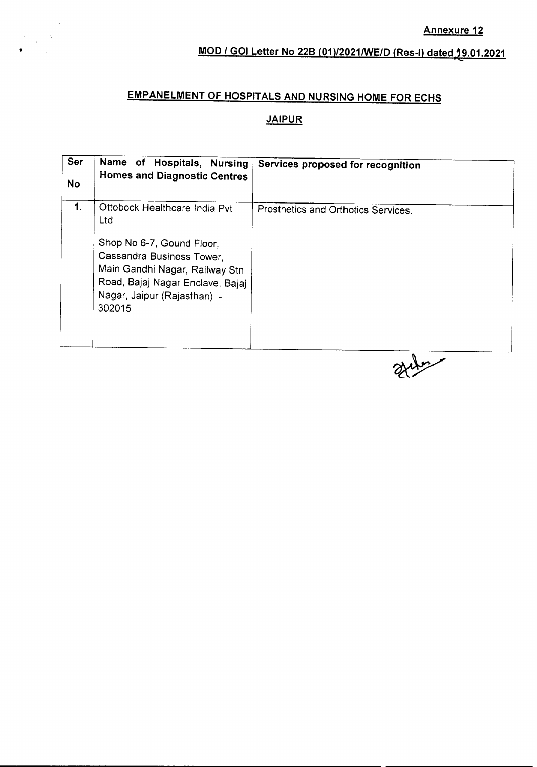**Annexure 12**

**MOD / GOI Letter No 22B (01)/2021/WE/D (Res-I) dated 19.01.2021**

## EMPANELMENT OF HOSPITALS AND NURSING HOME FOR ECHS

### JAIPUR

| Ser No | Name of Hospitals, Nursing Homes and Diagnostic Centres | Services proposed for recognition |
|---|---|---|
| 1. | Ottobock Healthcare India Pvt Ltd<br><br>Shop No 6-7, Gound Floor, Cassandra Business Tower, Main Gandhi Nagar, Railway Stn Road, Bajaj Nagar Enclave, Bajaj Nagar, Jaipur (Rajasthan) - 302015 | Prosthetics and Orthotics Services. |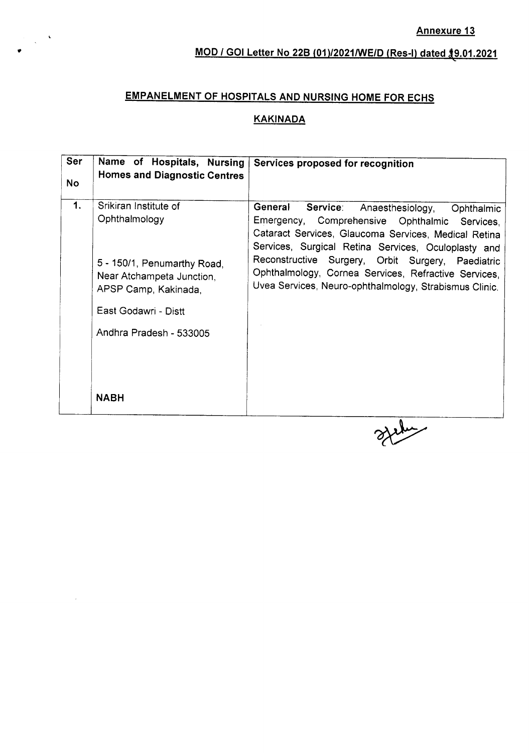**Annexure 13**

**MOD / GOI Letter No 22B (01)/2021/WE/D (Res-I) dated 19.01.2021**

## EMPANELMENT OF HOSPITALS AND NURSING HOME FOR ECHS

### KAKINADA

| Ser No | Name of Hospitals, Nursing Homes and Diagnostic Centres | Services proposed for recognition |
|---|---|---|
| 1. | Srikiran Institute of Ophthalmology<br><br>5 - 150/1, Penumarthy Road, Near Atchampeta Junction, APSP Camp, Kakinada,<br><br>East Godawri - Distt<br><br>Andhra Pradesh - 533005<br><br>**NABH** | **General Service**: Anaesthesiology, Ophthalmic Emergency, Comprehensive Ophthalmic Services, Cataract Services, Glaucoma Services, Medical Retina Services, Surgical Retina Services, Oculoplasty and Reconstructive Surgery, Orbit Surgery, Paediatric Ophthalmology, Cornea Services, Refractive Services, Uvea Services, Neuro-ophthalmology, Strabismus Clinic. |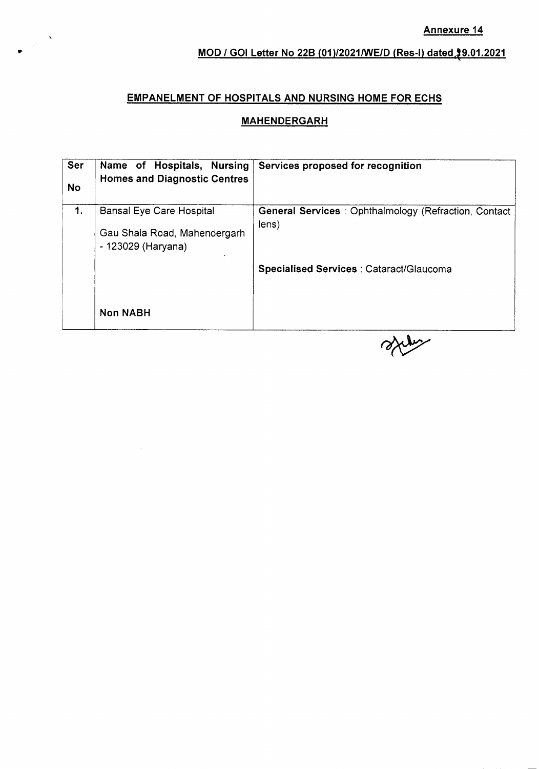**Annexure 14**

**MOD / GOI Letter No 22B (01)/2021/WE/D (Res-I) dated 19.01.2021**

## EMPANELMENT OF HOSPITALS AND NURSING HOME FOR ECHS

## MAHENDERGARH

| Ser No | Name of Hospitals, Nursing Homes and Diagnostic Centres | Services proposed for recognition |
|---|---|---|
| 1. | Bansal Eye Care Hospital<br>Gau Shala Road, Mahendergarh - 123029 (Haryana)<br><br>**Non NABH** | **General Services** : Ophthalmology (Refraction, Contact lens)<br><br>**Specialised Services** : Cataract/Glaucoma |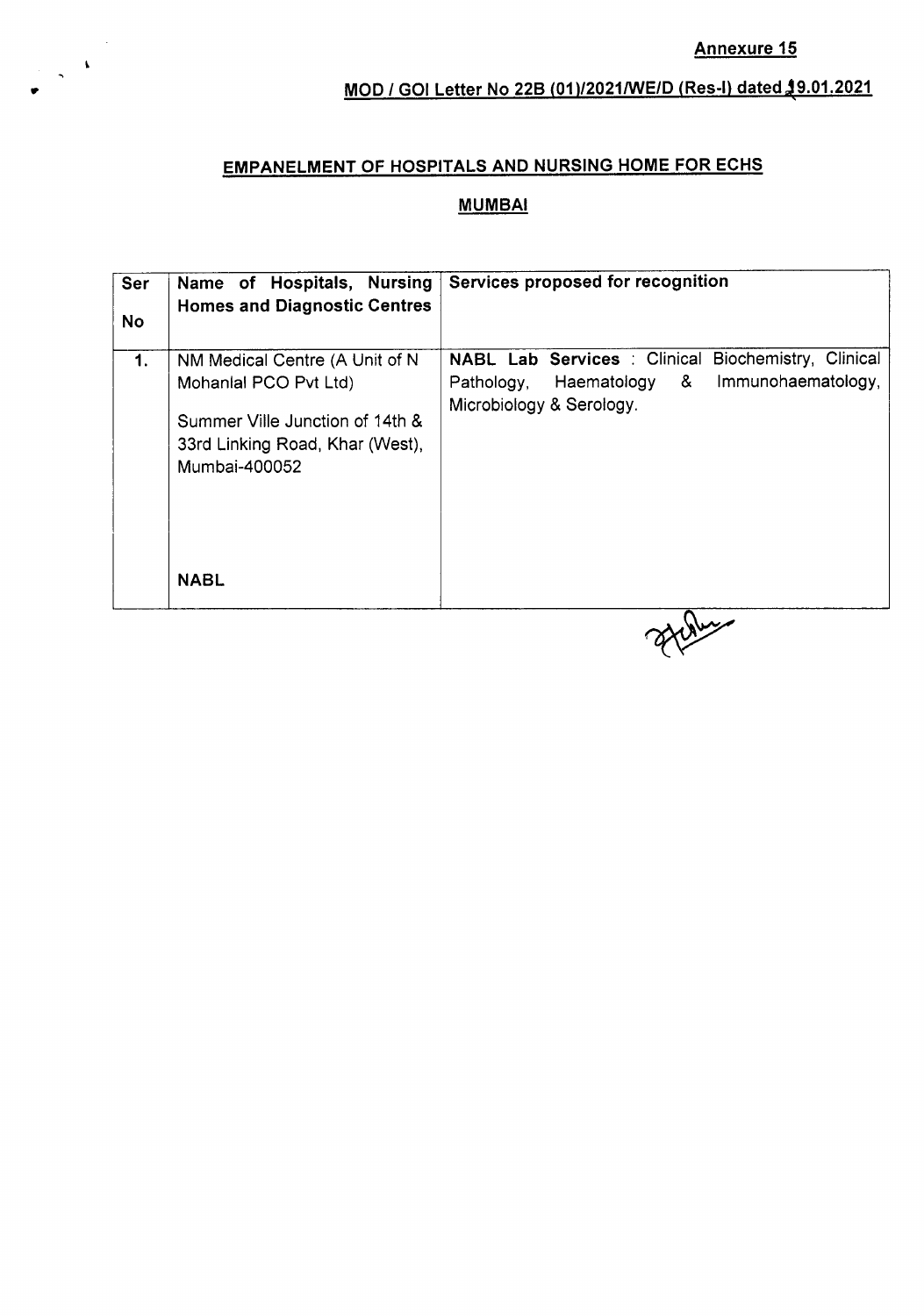**Annexure 15**

**MOD / GOI Letter No 22B (01)/2021/WE/D (Res-I) dated 19.01.2021**

## EMPANELMENT OF HOSPITALS AND NURSING HOME FOR ECHS

### MUMBAI

| Ser No | Name of Hospitals, Nursing Homes and Diagnostic Centres | Services proposed for recognition |
|---|---|---|
| 1. | NM Medical Centre (A Unit of N Mohanlal PCO Pvt Ltd)<br><br>Summer Ville Junction of 14th & 33rd Linking Road, Khar (West), Mumbai-400052<br><br>**NABL** | **NABL Lab Services** : Clinical Biochemistry, Clinical Pathology, Haematology & Immunohaematology, Microbiology & Serology. |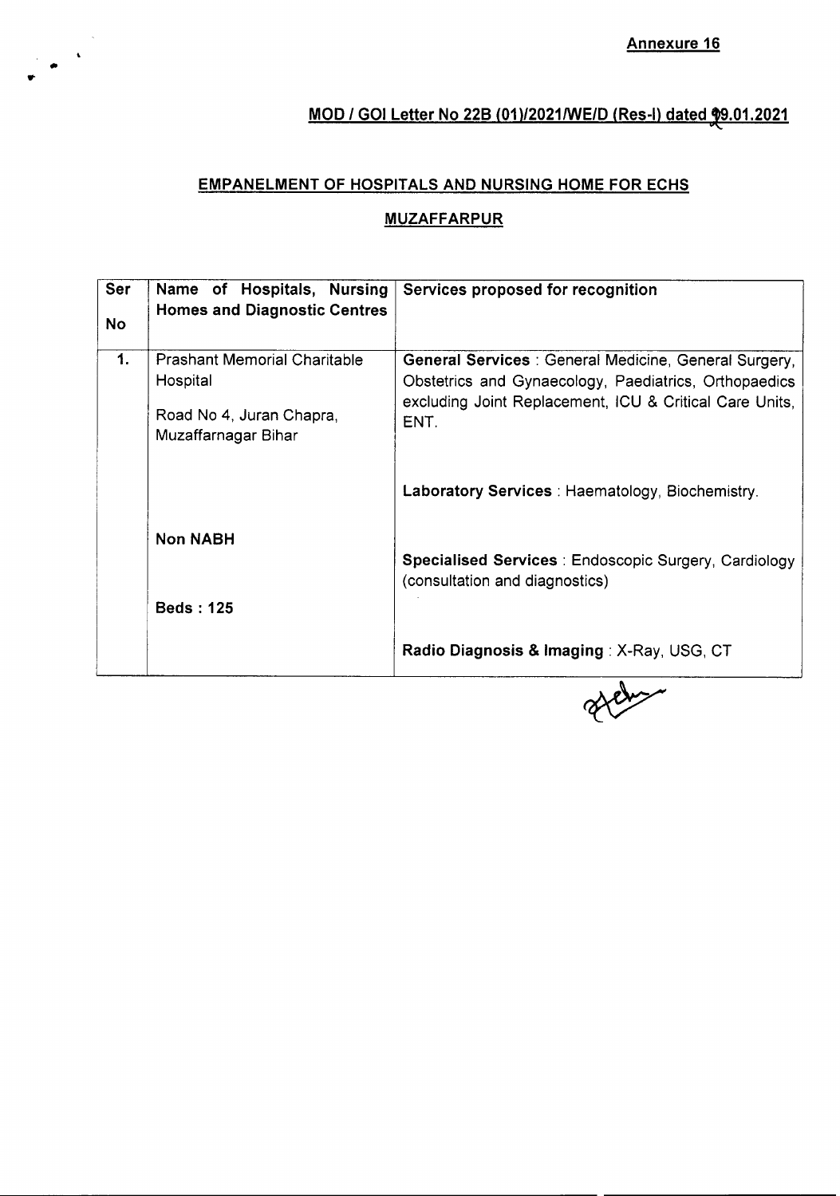**Annexure 16**

**MOD / GOI Letter No 22B (01)/2021/WE/D (Res-I) dated 29.01.2021**

**EMPANELMENT OF HOSPITALS AND NURSING HOME FOR ECHS**

**MUZAFFARPUR**

| Ser No | Name of Hospitals, Nursing Homes and Diagnostic Centres | Services proposed for recognition |
|---|---|---|
| 1. | Prashant Memorial Charitable Hospital<br><br>Road No 4, Juran Chapra, Muzaffarnagar Bihar<br><br>**Non NABH**<br><br>**Beds : 125** | **General Services** : General Medicine, General Surgery, Obstetrics and Gynaecology, Paediatrics, Orthopaedics excluding Joint Replacement, ICU & Critical Care Units, ENT.<br><br>**Laboratory Services** : Haematology, Biochemistry.<br><br>**Specialised Services** : Endoscopic Surgery, Cardiology (consultation and diagnostics)<br><br>**Radio Diagnosis & Imaging** : X-Ray, USG, CT |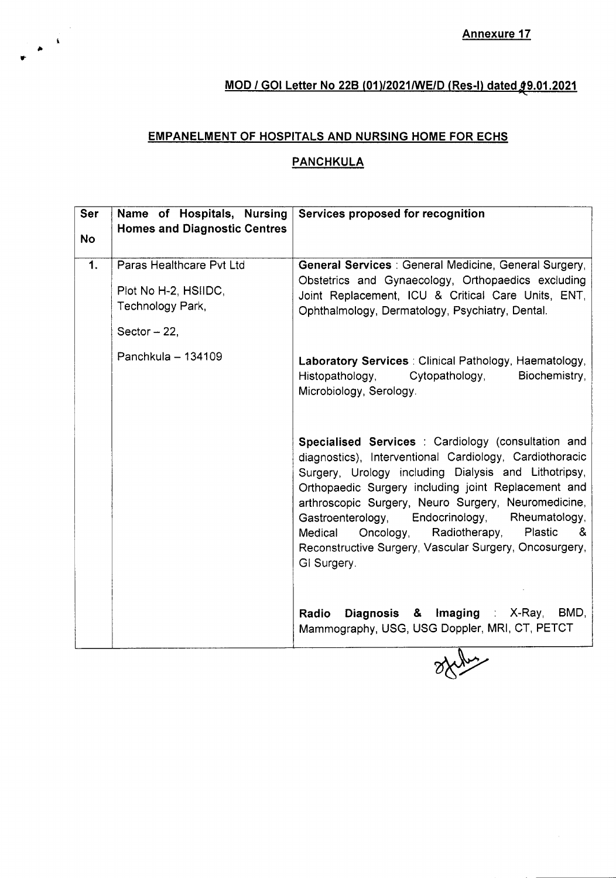**Annexure 17**

**MOD / GOI Letter No 22B (01)/2021/WE/D (Res-I) dated 19.01.2021**

**EMPANELMENT OF HOSPITALS AND NURSING HOME FOR ECHS**

**PANCHKULA**

| Ser No | Name of Hospitals, Nursing Homes and Diagnostic Centres | Services proposed for recognition |
|---|---|---|
| 1. | Paras Healthcare Pvt Ltd<br><br>Plot No H-2, HSIIDC, Technology Park,<br><br>Sector – 22,<br><br>Panchkula – 134109 | **General Services** : General Medicine, General Surgery, Obstetrics and Gynaecology, Orthopaedics excluding Joint Replacement, ICU & Critical Care Units, ENT, Ophthalmology, Dermatology, Psychiatry, Dental.<br><br>**Laboratory Services** : Clinical Pathology, Haematology, Histopathology, Cytopathology, Biochemistry, Microbiology, Serology.<br><br>**Specialised Services** : Cardiology (consultation and diagnostics), Interventional Cardiology, Cardiothoracic Surgery, Urology including Dialysis and Lithotripsy, Orthopaedic Surgery including joint Replacement and arthroscopic Surgery, Neuro Surgery, Neuromedicine, Gastroenterology, Endocrinology, Rheumatology, Medical Oncology, Radiotherapy, Plastic & Reconstructive Surgery, Vascular Surgery, Oncosurgery, GI Surgery.<br><br>**Radio Diagnosis & Imaging** : X-Ray, BMD, Mammography, USG, USG Doppler, MRI, CT, PETCT |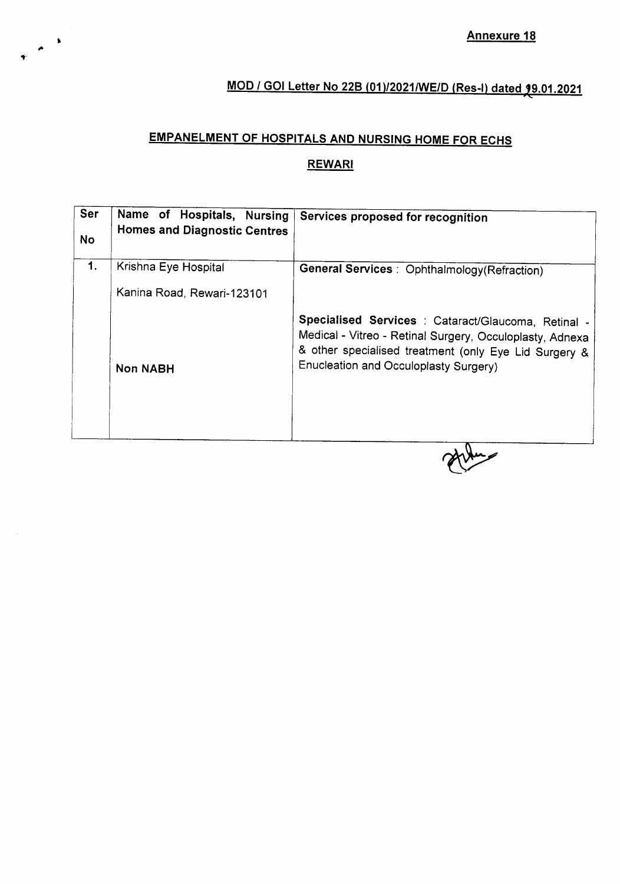**Annexure 18**

**MOD / GOI Letter No 22B (01)/2021/WE/D (Res-I) dated 19.01.2021**

**EMPANELMENT OF HOSPITALS AND NURSING HOME FOR ECHS**

**REWARI**

| Ser No | Name of Hospitals, Nursing Homes and Diagnostic Centres | Services proposed for recognition |
|---|---|---|
| 1. | Krishna Eye Hospital<br>Kanina Road, Rewari-123101<br><br>**Non NABH** | **General Services** : Ophthalmology(Refraction)<br><br>**Specialised Services** : Cataract/Glaucoma, Retinal - Medical - Vitreo - Retinal Surgery, Occuloplasty, Adnexa & other specialised treatment (only Eye Lid Surgery & Enucleation and Occuloplasty Surgery) |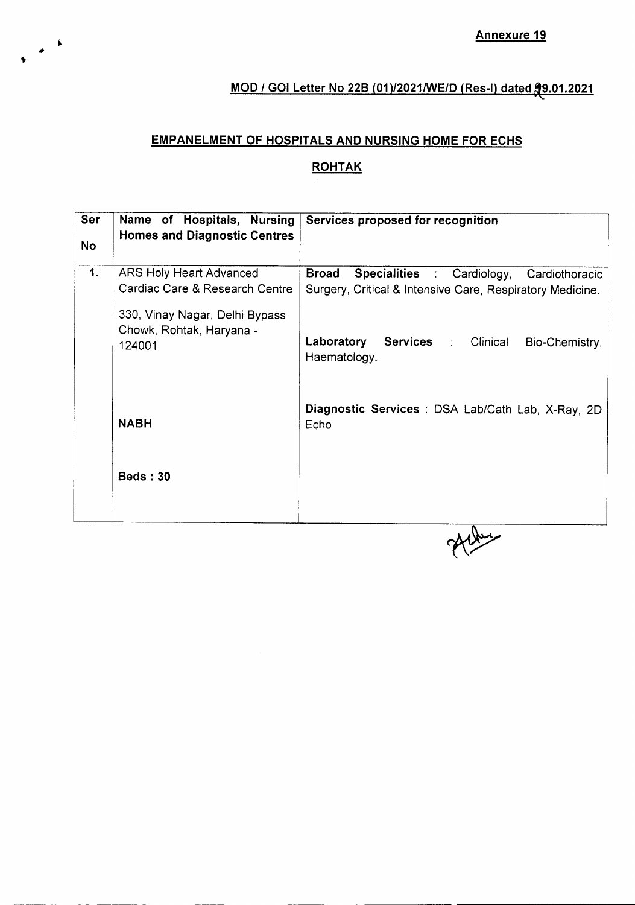**Annexure 19**

**MOD / GOI Letter No 22B (01)/2021/WE/D (Res-I) dated 19.01.2021**

**EMPANELMENT OF HOSPITALS AND NURSING HOME FOR ECHS**

**ROHTAK**

| Ser No | Name of Hospitals, Nursing Homes and Diagnostic Centres | Services proposed for recognition |
|---|---|---|
| 1. | ARS Holy Heart Advanced Cardiac Care & Research Centre<br><br>330, Vinay Nagar, Delhi Bypass Chowk, Rohtak, Haryana - 124001<br><br>**NABH**<br><br>**Beds : 30** | **Broad Specialities** : Cardiology, Cardiothoracic Surgery, Critical & Intensive Care, Respiratory Medicine.<br><br>**Laboratory Services** : Clinical Bio-Chemistry, Haematology.<br><br>**Diagnostic Services** : DSA Lab/Cath Lab, X-Ray, 2D Echo |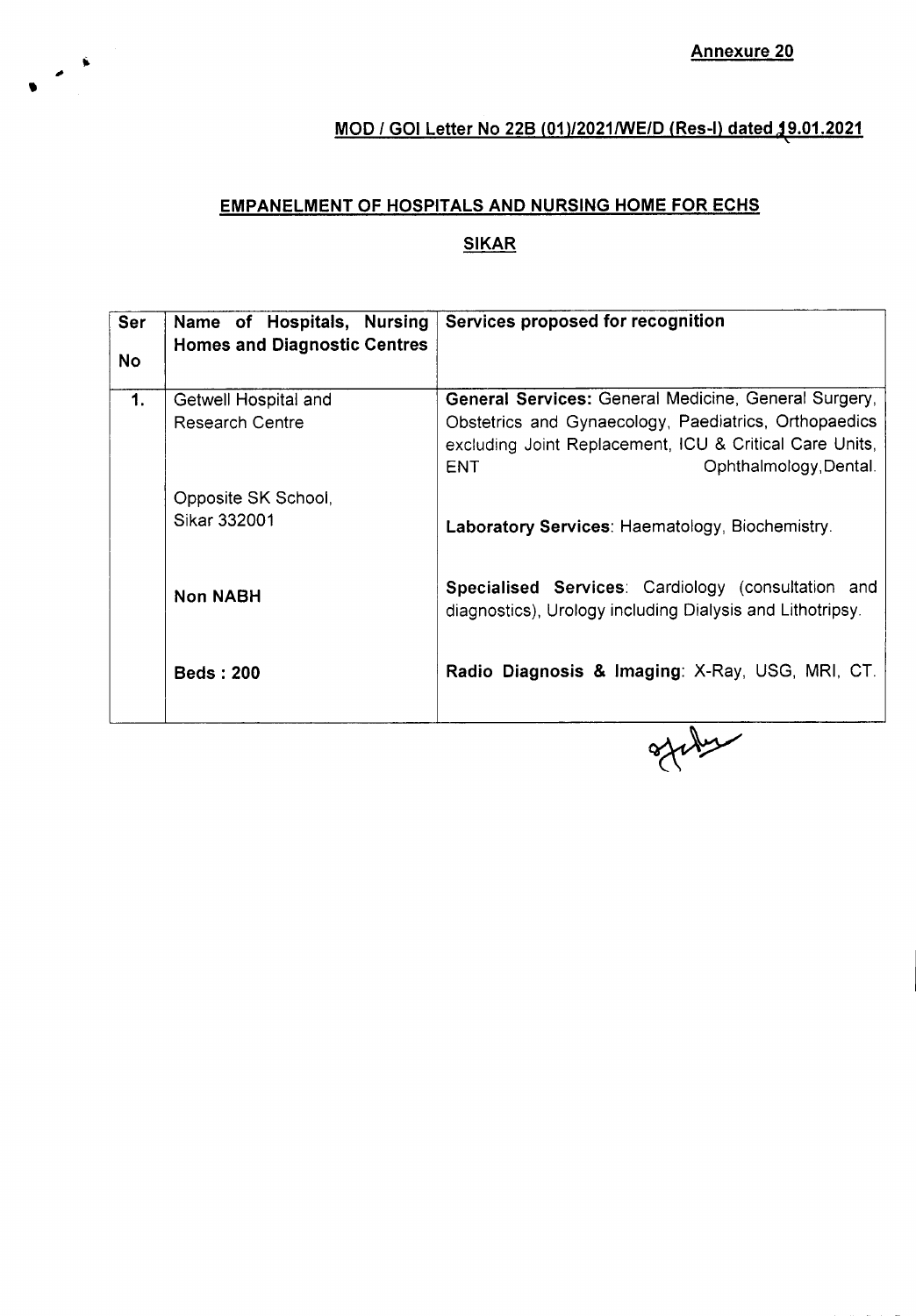**Annexure 20**

**MOD / GOI Letter No 22B (01)/2021/WE/D (Res-I) dated 19.01.2021**

**EMPANELMENT OF HOSPITALS AND NURSING HOME FOR ECHS**

**SIKAR**

| Ser No | Name of Hospitals, Nursing Homes and Diagnostic Centres | Services proposed for recognition |
|---|---|---|
| 1. | Getwell Hospital and Research Centre<br><br>Opposite SK School, Sikar 332001<br><br>**Non NABH**<br><br>**Beds : 200** | **General Services:** General Medicine, General Surgery, Obstetrics and Gynaecology, Paediatrics, Orthopaedics excluding Joint Replacement, ICU & Critical Care Units, ENT Ophthalmology,Dental.<br><br>**Laboratory Services**: Haematology, Biochemistry.<br><br>**Specialised Services**: Cardiology (consultation and diagnostics), Urology including Dialysis and Lithotripsy.<br><br>**Radio Diagnosis & Imaging**: X-Ray, USG, MRI, CT. |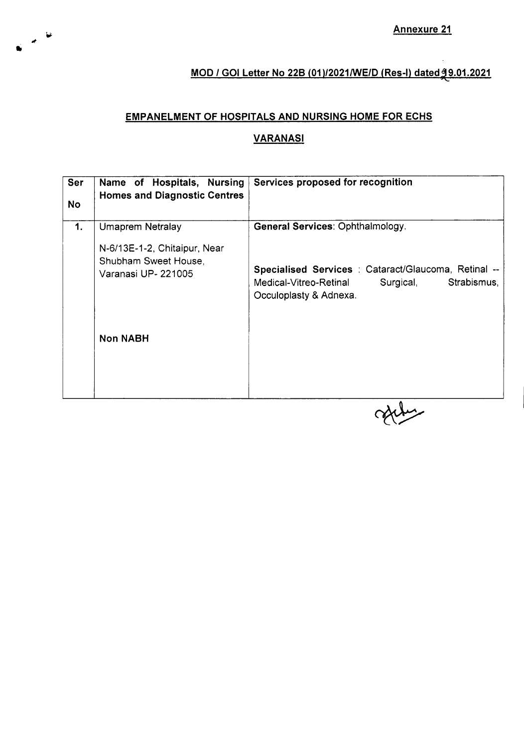**Annexure 21**

**MOD / GOI Letter No 22B (01)/2021/WE/D (Res-I) dated 19.01.2021**

## EMPANELMENT OF HOSPITALS AND NURSING HOME FOR ECHS

## VARANASI

| Ser No | Name of Hospitals, Nursing Homes and Diagnostic Centres | Services proposed for recognition |
|---|---|---|
| 1. | Umaprem Netralay<br><br>N-6/13E-1-2, Chitaipur, Near Shubham Sweet House, Varanasi UP- 221005<br><br>**Non NABH** | **General Services**: Ophthalmology.<br><br>**Specialised Services** : Cataract/Glaucoma, Retinal -- Medical-Vitreo-Retinal Surgical, Strabismus, Occuloplasty & Adnexa. |